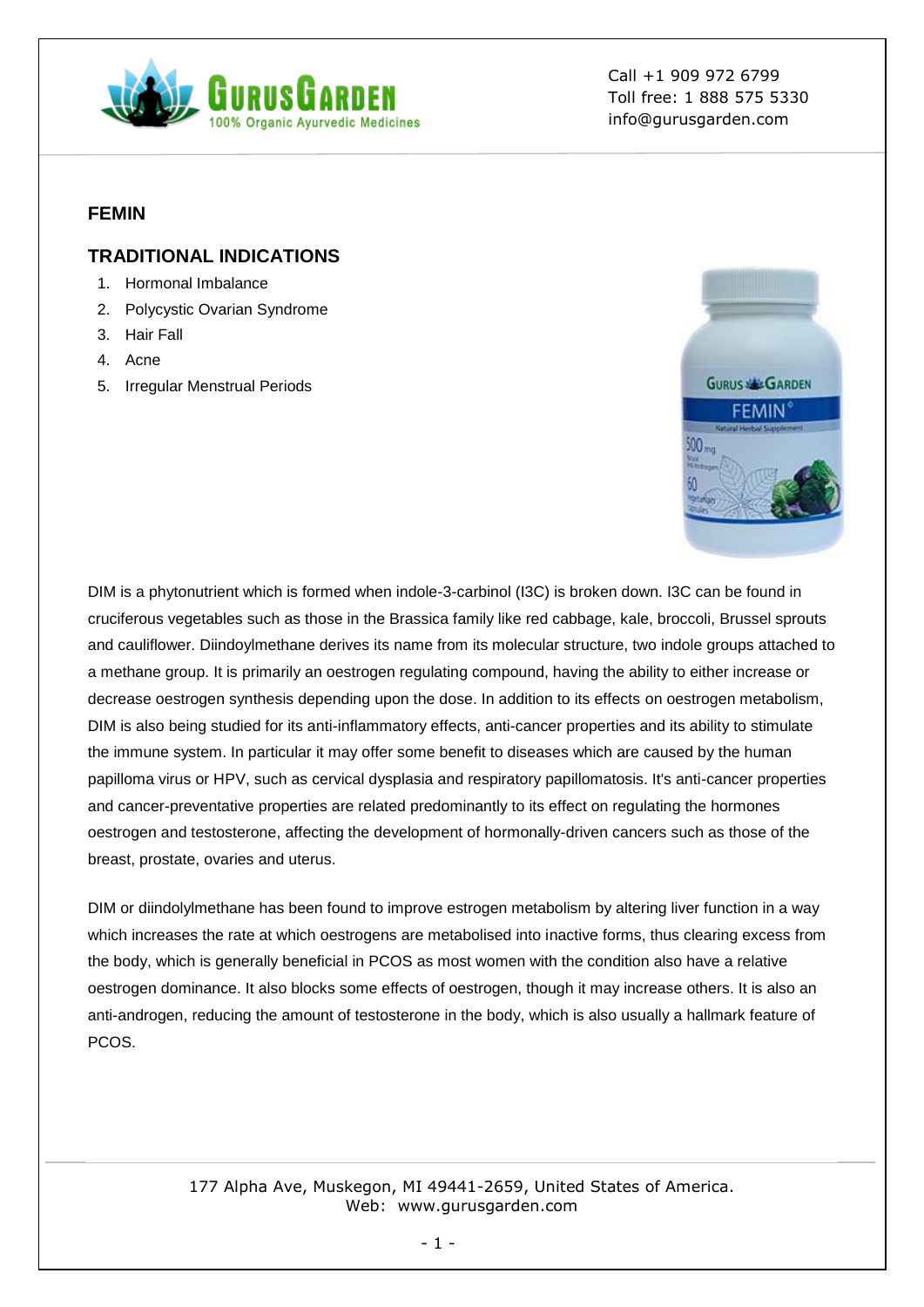Call +1 909 972 6799
Toll free: 1 888 575 5330
info@gurusgarden.com

## FEMIN

## TRADITIONAL INDICATIONS

1. Hormonal Imbalance
2. Polycystic Ovarian Syndrome
3. Hair Fall
4. Acne
5. Irregular Menstrual Periods

DIM is a phytonutrient which is formed when indole-3-carbinol (I3C) is broken down. I3C can be found in cruciferous vegetables such as those in the Brassica family like red cabbage, kale, broccoli, Brussel sprouts and cauliflower. Diindoylmethane derives its name from its molecular structure, two indole groups attached to a methane group. It is primarily an oestrogen regulating compound, having the ability to either increase or decrease oestrogen synthesis depending upon the dose. In addition to its effects on oestrogen metabolism, DIM is also being studied for its anti-inflammatory effects, anti-cancer properties and its ability to stimulate the immune system. In particular it may offer some benefit to diseases which are caused by the human papilloma virus or HPV, such as cervical dysplasia and respiratory papillomatosis. It's anti-cancer properties and cancer-preventative properties are related predominantly to its effect on regulating the hormones oestrogen and testosterone, affecting the development of hormonally-driven cancers such as those of the breast, prostate, ovaries and uterus.

DIM or diindolylmethane has been found to improve estrogen metabolism by altering liver function in a way which increases the rate at which oestrogens are metabolised into inactive forms, thus clearing excess from the body, which is generally beneficial in PCOS as most women with the condition also have a relative oestrogen dominance. It also blocks some effects of oestrogen, though it may increase others. It is also an anti-androgen, reducing the amount of testosterone in the body, which is also usually a hallmark feature of PCOS.

177 Alpha Ave, Muskegon, MI 49441-2659, United States of America.
Web: www.gurusgarden.com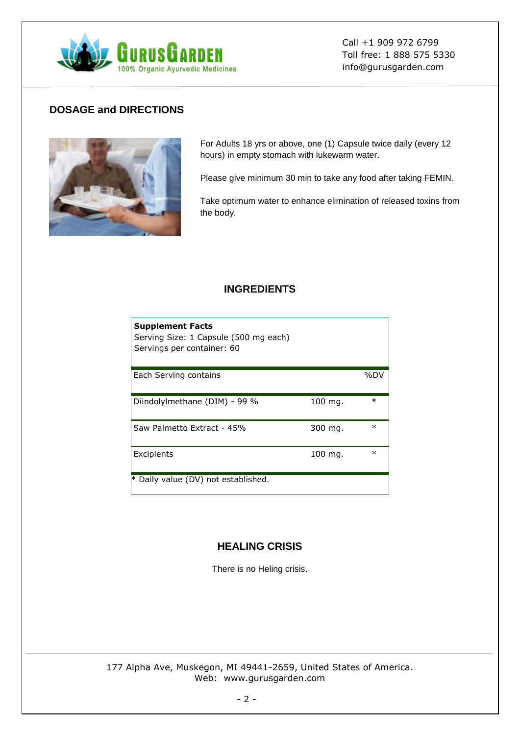## DOSAGE and DIRECTIONS

For Adults 18 yrs or above, one (1) Capsule twice daily (every 12 hours) in empty stomach with lukewarm water.

Please give minimum 30 min to take any food after taking FEMIN.

Take optimum water to enhance elimination of released toxins from the body.

## INGREDIENTS

**Supplement Facts**
Serving Size: 1 Capsule (500 mg each)
Servings per container: 60

| Each Serving contains | | %DV |
|---|---|---|
| Diindolylmethane (DIM) - 99 % | 100 mg. | * |
| Saw Palmetto Extract - 45% | 300 mg. | * |
| Excipients | 100 mg. | * |

* Daily value (DV) not established.

## HEALING CRISIS

There is no Heling crisis.

177 Alpha Ave, Muskegon, MI 49441-2659, United States of America.
Web: www.gurusgarden.com